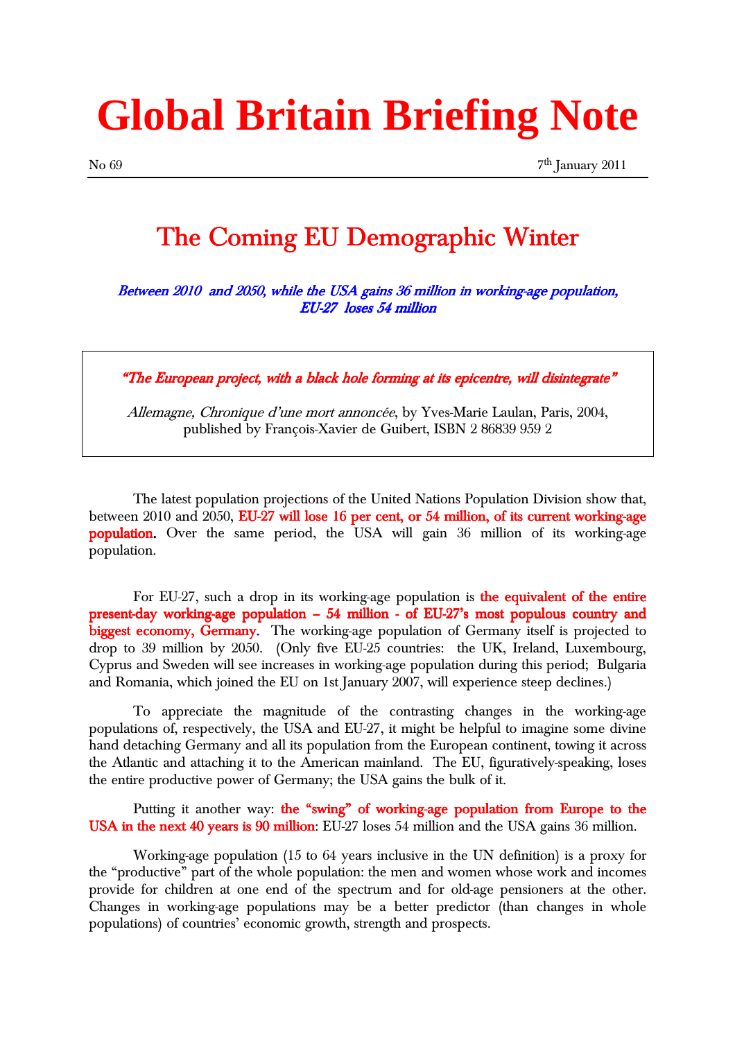# Global Britain Briefing Note

No 69

7th January 2011

## The Coming EU Demographic Winter

***Between 2010 and 2050, while the USA gains 36 million in working-age population, EU-27 loses 54 million***

> *"The European project, with a black hole forming at its epicentre, will disintegrate"*
>
> *Allemagne, Chronique d'une mort annoncée*, by Yves-Marie Laulan, Paris, 2004, published by François-Xavier de Guibert, ISBN 2 86839 959 2

The latest population projections of the United Nations Population Division show that, between 2010 and 2050, **EU-27 will lose 16 per cent, or 54 million, of its current working-age population.** Over the same period, the USA will gain 36 million of its working-age population.

For EU-27, such a drop in its working-age population is **the equivalent of the entire present-day working-age population – 54 million - of EU-27's most populous country and biggest economy, Germany.** The working-age population of Germany itself is projected to drop to 39 million by 2050. (Only five EU-25 countries: the UK, Ireland, Luxembourg, Cyprus and Sweden will see increases in working-age population during this period; Bulgaria and Romania, which joined the EU on 1st January 2007, will experience steep declines.)

To appreciate the magnitude of the contrasting changes in the working-age populations of, respectively, the USA and EU-27, it might be helpful to imagine some divine hand detaching Germany and all its population from the European continent, towing it across the Atlantic and attaching it to the American mainland. The EU, figuratively-speaking, loses the entire productive power of Germany; the USA gains the bulk of it.

Putting it another way: **the "swing" of working-age population from Europe to the USA in the next 40 years is 90 million**: EU-27 loses 54 million and the USA gains 36 million.

Working-age population (15 to 64 years inclusive in the UN definition) is a proxy for the "productive" part of the whole population: the men and women whose work and incomes provide for children at one end of the spectrum and for old-age pensioners at the other. Changes in working-age populations may be a better predictor (than changes in whole populations) of countries' economic growth, strength and prospects.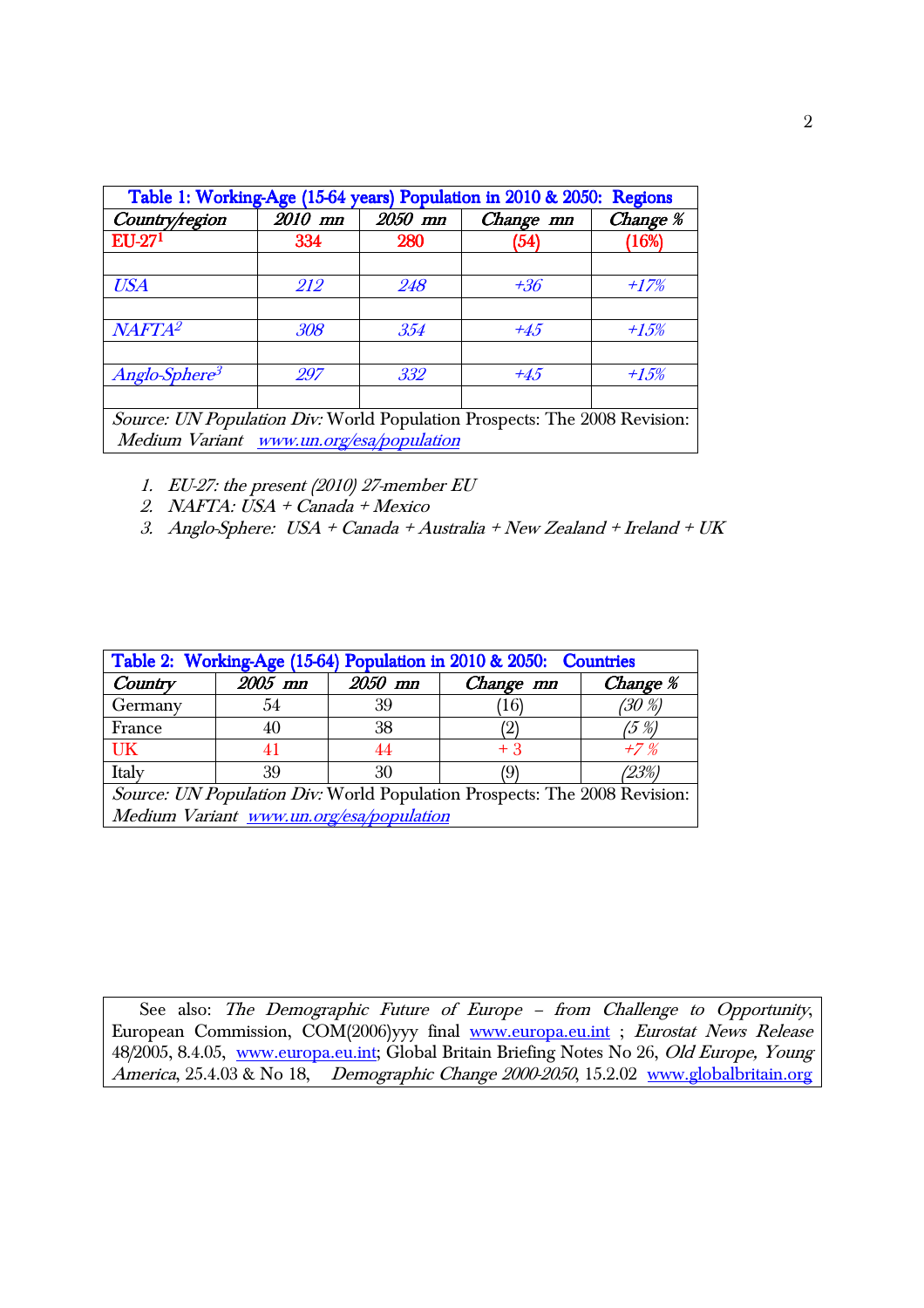| Table 1: Working-Age (15-64 years) Population in 2010 & 2050: Regions | | | | |
|---|---|---|---|---|
| *Country/region* | *2010 mn* | *2050 mn* | *Change mn* | *Change %* |
| EU-27[1] | 334 | 280 | (54) | (16%) |
| | | | | |
| *USA* | *212* | *248* | *+36* | *+17%* |
| | | | | |
| *NAFTA*[2] | *308* | *354* | *+45* | *+15%* |
| | | | | |
| *Anglo-Sphere*[3] | *297* | *332* | *+45* | *+15%* |
| | | | | |
| *Source: UN Population Div:* World Population Prospects: The 2008 Revision: *Medium Variant* www.un.org/esa/population | | | | |

1. *EU-27: the present (2010) 27-member EU*
2. *NAFTA: USA + Canada + Mexico*
3. *Anglo-Sphere: USA + Canada + Australia + New Zealand + Ireland + UK*

| Table 2: Working-Age (15-64) Population in 2010 & 2050: Countries | | | | |
|---|---|---|---|---|
| *Country* | *2005 mn* | *2050 mn* | *Change mn* | *Change %* |
| Germany | 54 | 39 | (16) | *(30 %)* |
| France | 40 | 38 | (2) | *(5 %)* |
| UK | 41 | 44 | + 3 | *+7 %* |
| Italy | 39 | 30 | (9) | *(23%)* |
| *Source: UN Population Div:* World Population Prospects: The 2008 Revision: *Medium Variant* www.un.org/esa/population | | | | |

See also: *The Demographic Future of Europe – from Challenge to Opportunity*, European Commission, COM(2006)yyy final www.europa.eu.int ; *Eurostat News Release* 48/2005, 8.4.05, www.europa.eu.int; Global Britain Briefing Notes No 26, *Old Europe, Young America*, 25.4.03 & No 18, *Demographic Change 2000-2050*, 15.2.02 www.globalbritain.org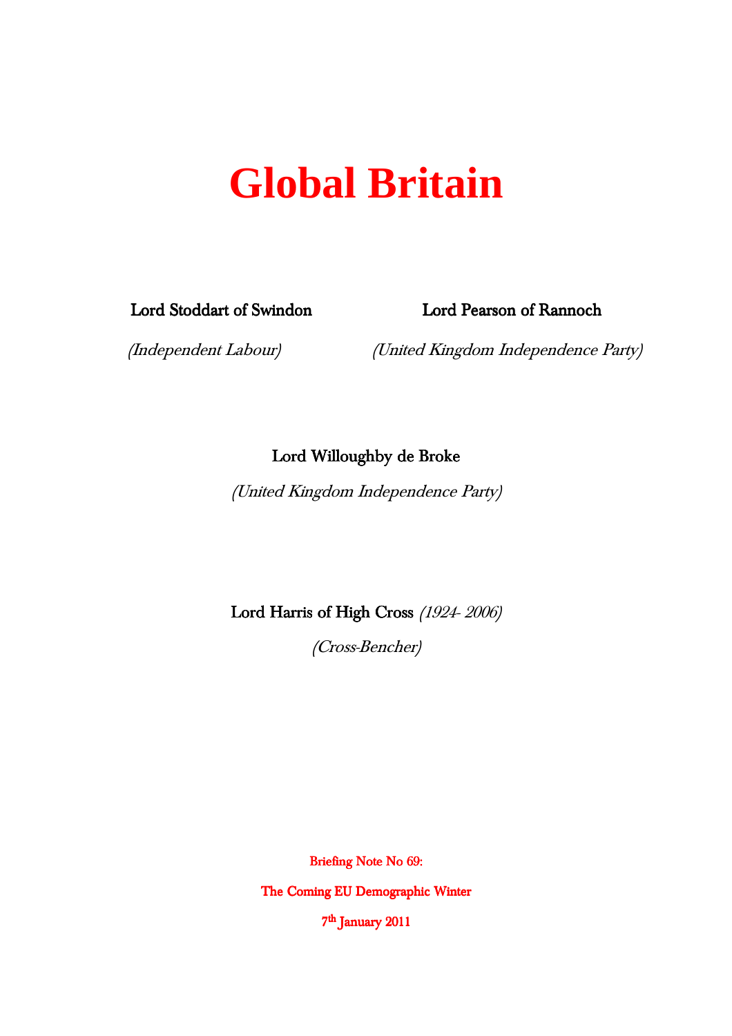# Global Britain

Lord Stoddart of Swindon

*(Independent Labour)*

Lord Pearson of Rannoch

*(United Kingdom Independence Party)*

Lord Willoughby de Broke

*(United Kingdom Independence Party)*

Lord Harris of High Cross *(1924- 2006)*

*(Cross-Bencher)*

Briefing Note No 69:

The Coming EU Demographic Winter

7th January 2011